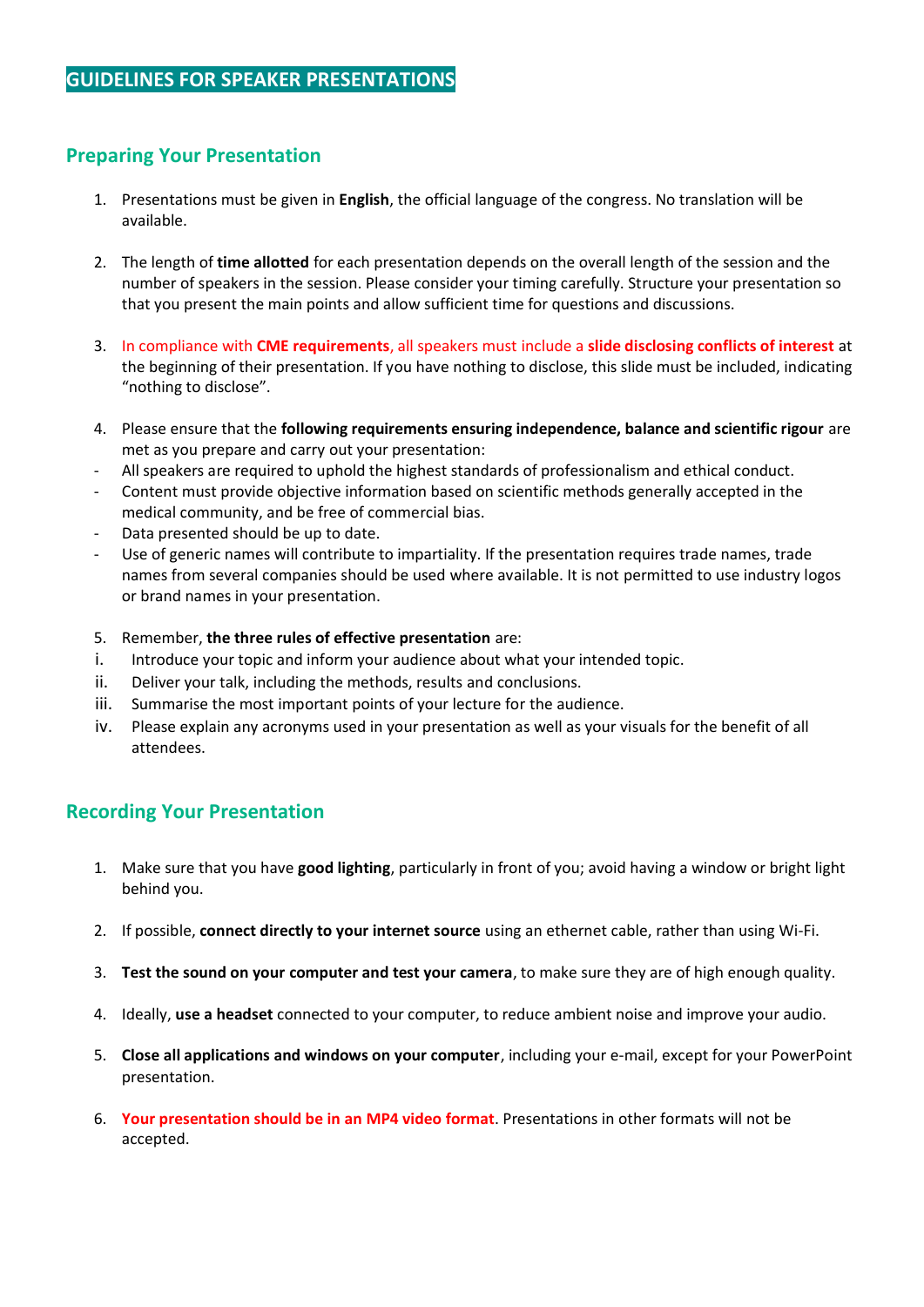# GUIDELINES FOR SPEAKER PRESENTATIONS

## Preparing Your Presentation

1. Presentations must be given in **English**, the official language of the congress. No translation will be available.

2. The length of **time allotted** for each presentation depends on the overall length of the session and the number of speakers in the session. Please consider your timing carefully. Structure your presentation so that you present the main points and allow sufficient time for questions and discussions.

3. In compliance with **CME requirements**, all speakers must include a **slide disclosing conflicts of interest** at the beginning of their presentation. If you have nothing to disclose, this slide must be included, indicating "nothing to disclose".

4. Please ensure that the **following requirements ensuring independence, balance and scientific rigour** are met as you prepare and carry out your presentation:

- All speakers are required to uphold the highest standards of professionalism and ethical conduct.
- Content must provide objective information based on scientific methods generally accepted in the medical community, and be free of commercial bias.
- Data presented should be up to date.
- Use of generic names will contribute to impartiality. If the presentation requires trade names, trade names from several companies should be used where available. It is not permitted to use industry logos or brand names in your presentation.

5. Remember, **the three rules of effective presentation** are:

   i. Introduce your topic and inform your audience about what your intended topic.
   ii. Deliver your talk, including the methods, results and conclusions.
   iii. Summarise the most important points of your lecture for the audience.
   iv. Please explain any acronyms used in your presentation as well as your visuals for the benefit of all attendees.

## Recording Your Presentation

1. Make sure that you have **good lighting**, particularly in front of you; avoid having a window or bright light behind you.

2. If possible, **connect directly to your internet source** using an ethernet cable, rather than using Wi-Fi.

3. **Test the sound on your computer and test your camera**, to make sure they are of high enough quality.

4. Ideally, **use a headset** connected to your computer, to reduce ambient noise and improve your audio.

5. **Close all applications and windows on your computer**, including your e-mail, except for your PowerPoint presentation.

6. **Your presentation should be in an MP4 video format**. Presentations in other formats will not be accepted.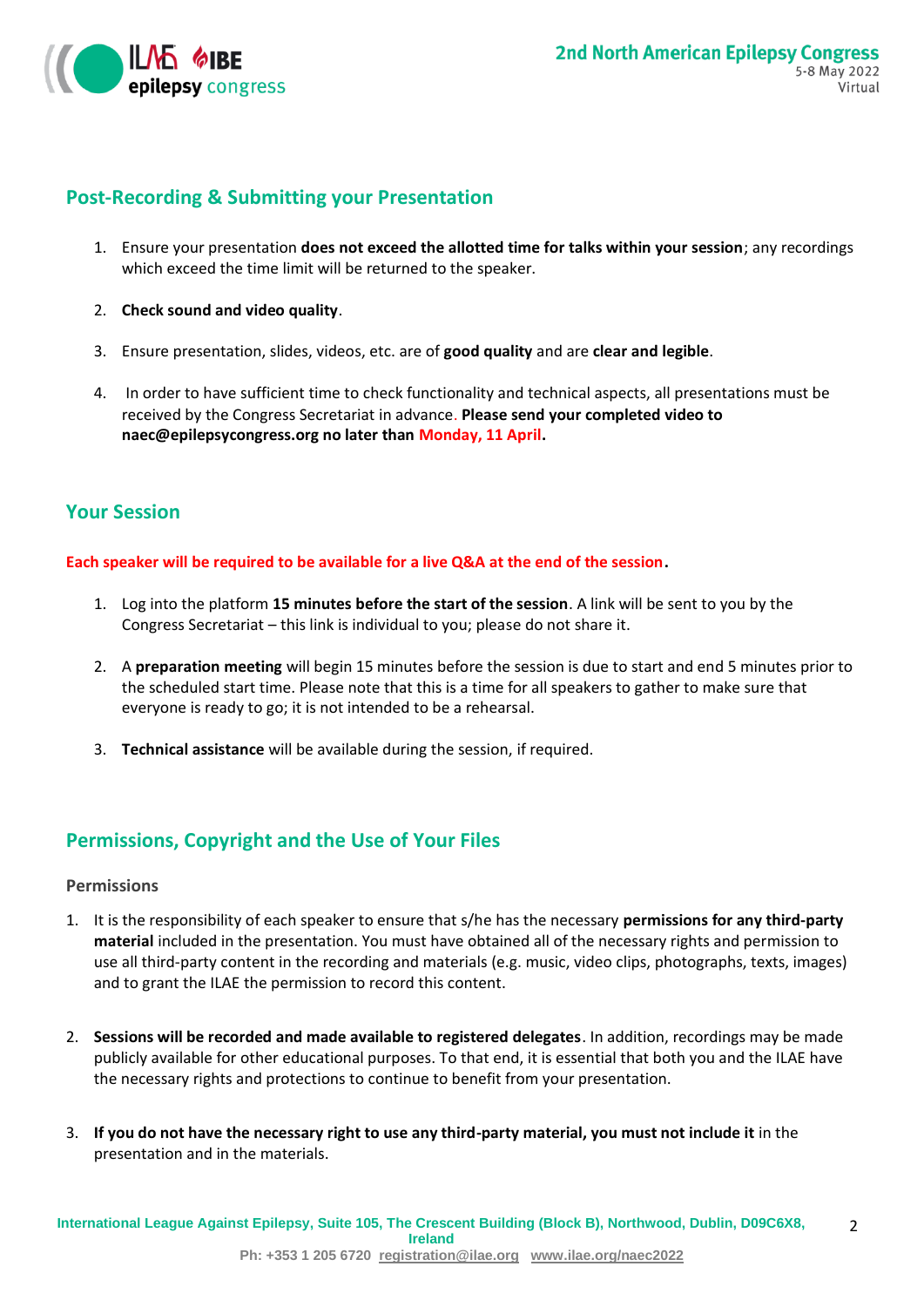## Post-Recording & Submitting your Presentation

1. Ensure your presentation **does not exceed the allotted time for talks within your session**; any recordings which exceed the time limit will be returned to the speaker.

2. **Check sound and video quality**.

3. Ensure presentation, slides, videos, etc. are of **good quality** and are **clear and legible**.

4. In order to have sufficient time to check functionality and technical aspects, all presentations must be received by the Congress Secretariat in advance. **Please send your completed video to naec@epilepsycongress.org no later than Monday, 11 April.**

## Your Session

**Each speaker will be required to be available for a live Q&A at the end of the session.**

1. Log into the platform **15 minutes before the start of the session**. A link will be sent to you by the Congress Secretariat – this link is individual to you; please do not share it.

2. A **preparation meeting** will begin 15 minutes before the session is due to start and end 5 minutes prior to the scheduled start time. Please note that this is a time for all speakers to gather to make sure that everyone is ready to go; it is not intended to be a rehearsal.

3. **Technical assistance** will be available during the session, if required.

## Permissions, Copyright and the Use of Your Files

### Permissions

1. It is the responsibility of each speaker to ensure that s/he has the necessary **permissions for any third-party material** included in the presentation. You must have obtained all of the necessary rights and permission to use all third-party content in the recording and materials (e.g. music, video clips, photographs, texts, images) and to grant the ILAE the permission to record this content.

2. **Sessions will be recorded and made available to registered delegates**. In addition, recordings may be made publicly available for other educational purposes. To that end, it is essential that both you and the ILAE have the necessary rights and protections to continue to benefit from your presentation.

3. **If you do not have the necessary right to use any third-party material, you must not include it** in the presentation and in the materials.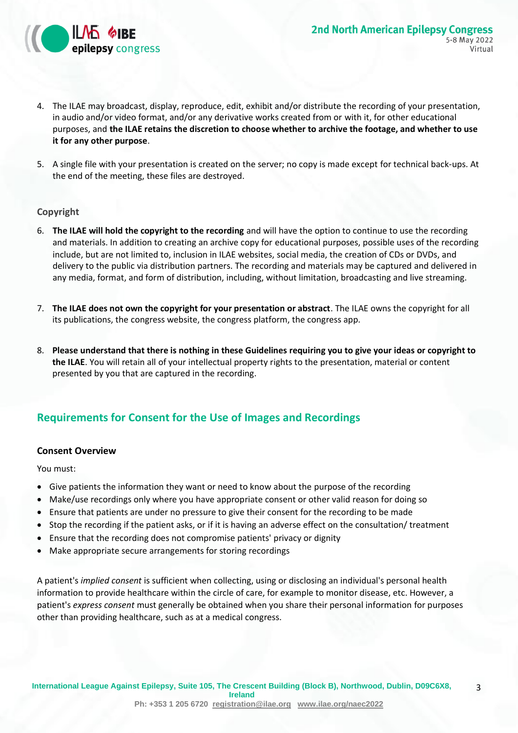4. The ILAE may broadcast, display, reproduce, edit, exhibit and/or distribute the recording of your presentation, in audio and/or video format, and/or any derivative works created from or with it, for other educational purposes, and **the ILAE retains the discretion to choose whether to archive the footage, and whether to use it for any other purpose**.

5. A single file with your presentation is created on the server; no copy is made except for technical back-ups. At the end of the meeting, these files are destroyed.

### Copyright

6. **The ILAE will hold the copyright to the recording** and will have the option to continue to use the recording and materials. In addition to creating an archive copy for educational purposes, possible uses of the recording include, but are not limited to, inclusion in ILAE websites, social media, the creation of CDs or DVDs, and delivery to the public via distribution partners. The recording and materials may be captured and delivered in any media, format, and form of distribution, including, without limitation, broadcasting and live streaming.

7. **The ILAE does not own the copyright for your presentation or abstract**. The ILAE owns the copyright for all its publications, the congress website, the congress platform, the congress app.

8. **Please understand that there is nothing in these Guidelines requiring you to give your ideas or copyright to the ILAE**. You will retain all of your intellectual property rights to the presentation, material or content presented by you that are captured in the recording.

## Requirements for Consent for the Use of Images and Recordings

### Consent Overview

You must:

- Give patients the information they want or need to know about the purpose of the recording
- Make/use recordings only where you have appropriate consent or other valid reason for doing so
- Ensure that patients are under no pressure to give their consent for the recording to be made
- Stop the recording if the patient asks, or if it is having an adverse effect on the consultation/ treatment
- Ensure that the recording does not compromise patients' privacy or dignity
- Make appropriate secure arrangements for storing recordings

A patient's *implied consent* is sufficient when collecting, using or disclosing an individual's personal health information to provide healthcare within the circle of care, for example to monitor disease, etc. However, a patient's *express consent* must generally be obtained when you share their personal information for purposes other than providing healthcare, such as at a medical congress.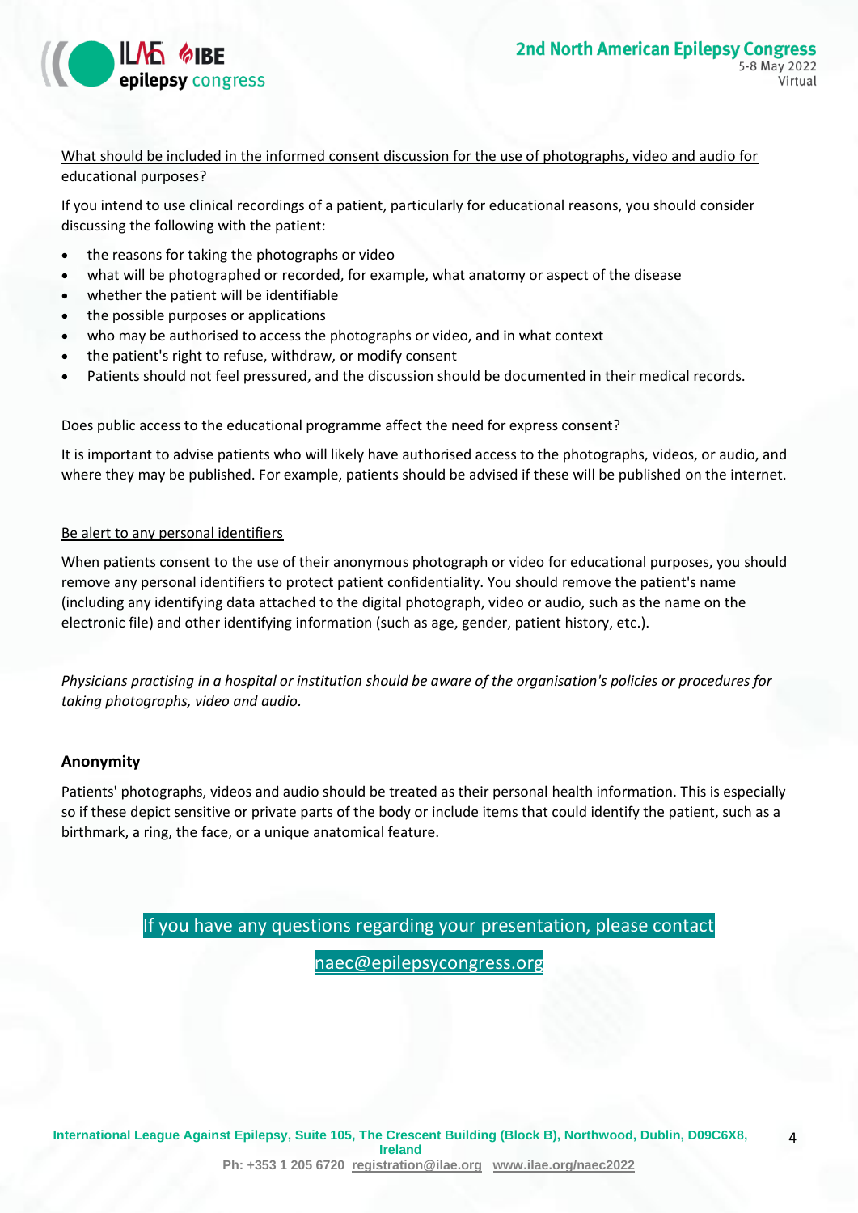What should be included in the informed consent discussion for the use of photographs, video and audio for educational purposes?

If you intend to use clinical recordings of a patient, particularly for educational reasons, you should consider discussing the following with the patient:

- the reasons for taking the photographs or video
- what will be photographed or recorded, for example, what anatomy or aspect of the disease
- whether the patient will be identifiable
- the possible purposes or applications
- who may be authorised to access the photographs or video, and in what context
- the patient's right to refuse, withdraw, or modify consent
- Patients should not feel pressured, and the discussion should be documented in their medical records.

Does public access to the educational programme affect the need for express consent?

It is important to advise patients who will likely have authorised access to the photographs, videos, or audio, and where they may be published. For example, patients should be advised if these will be published on the internet.

Be alert to any personal identifiers

When patients consent to the use of their anonymous photograph or video for educational purposes, you should remove any personal identifiers to protect patient confidentiality. You should remove the patient's name (including any identifying data attached to the digital photograph, video or audio, such as the name on the electronic file) and other identifying information (such as age, gender, patient history, etc.).

*Physicians practising in a hospital or institution should be aware of the organisation's policies or procedures for taking photographs, video and audio.*

**Anonymity**

Patients' photographs, videos and audio should be treated as their personal health information. This is especially so if these depict sensitive or private parts of the body or include items that could identify the patient, such as a birthmark, a ring, the face, or a unique anatomical feature.

If you have any questions regarding your presentation, please contact

naec@epilepsycongress.org